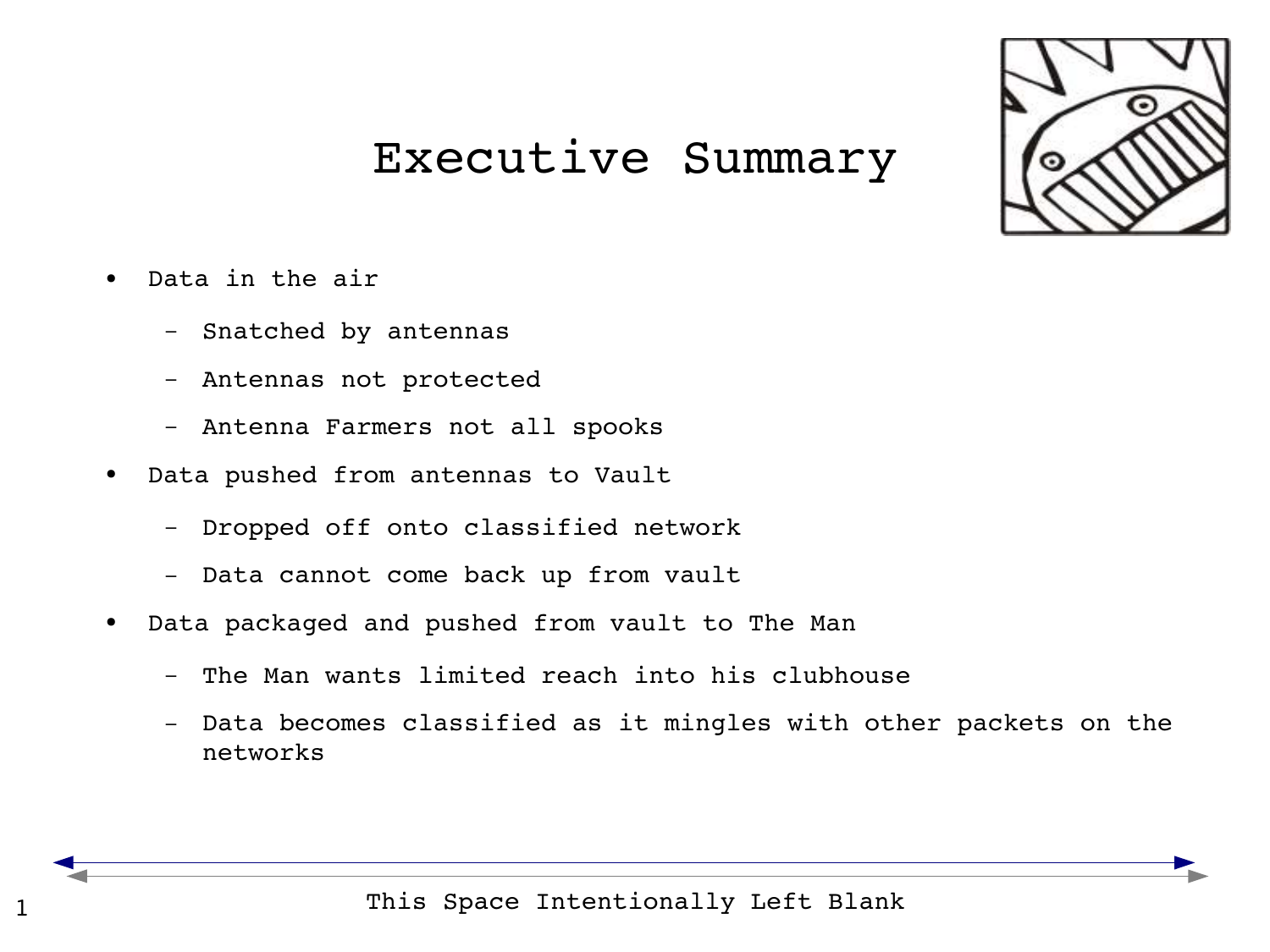# Executive Summary

- Data in the air
  - Snatched by antennas
  - Antennas not protected
  - Antenna Farmers not all spooks
- Data pushed from antennas to Vault
  - Dropped off onto classified network
  - Data cannot come back up from vault
- Data packaged and pushed from vault to The Man
  - The Man wants limited reach into his clubhouse
  - Data becomes classified as it mingles with other packets on the networks

This Space Intentionally Left Blank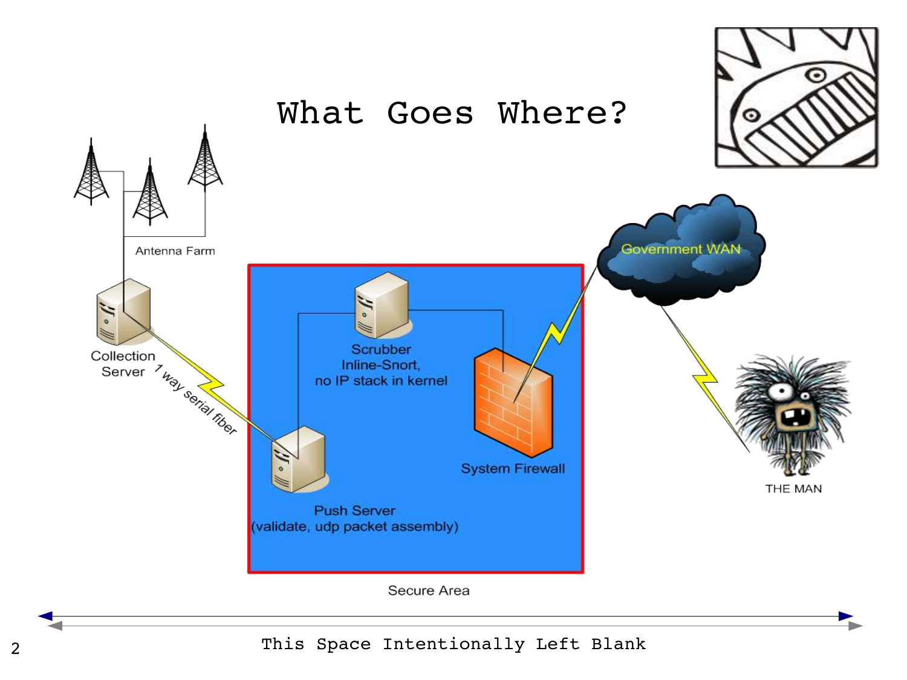# What Goes Where?

Antenna Farm

Collection Server

1 way serial fiber

Scrubber
Inline-Snort,
no IP stack in kernel

Push Server
(validate, udp packet assembly)

System Firewall

Government WAN

THE MAN

Secure Area

This Space Intentionally Left Blank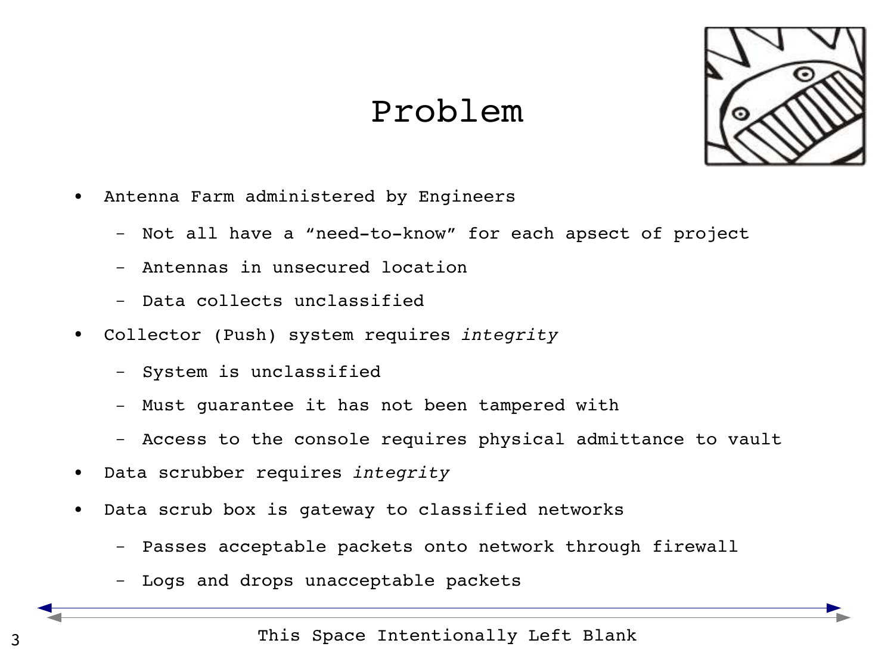# Problem

- Antenna Farm administered by Engineers
  - Not all have a “need-to-know” for each apsect of project
  - Antennas in unsecured location
  - Data collects unclassified
- Collector (Push) system requires *integrity*
  - System is unclassified
  - Must guarantee it has not been tampered with
  - Access to the console requires physical admittance to vault
- Data scrubber requires *integrity*
- Data scrub box is gateway to classified networks
  - Passes acceptable packets onto network through firewall
  - Logs and drops unacceptable packets

This Space Intentionally Left Blank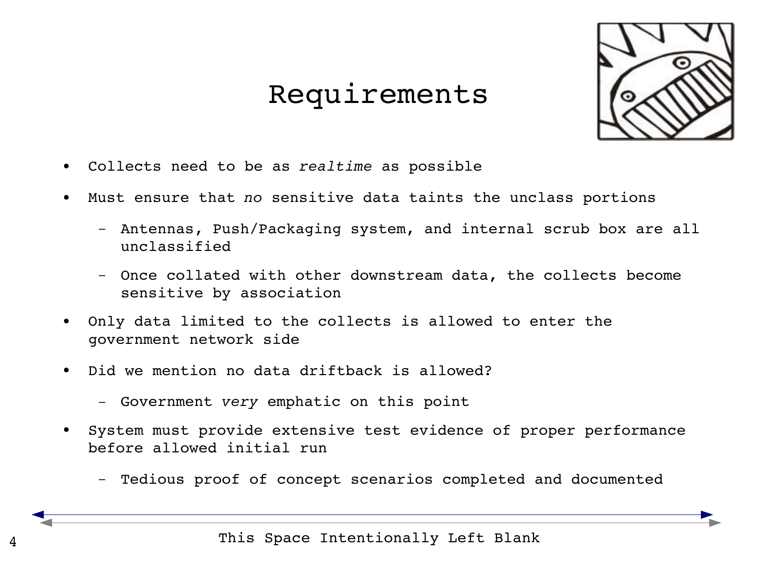# Requirements

- Collects need to be as *realtime* as possible
- Must ensure that *no* sensitive data taints the unclass portions
  - Antennas, Push/Packaging system, and internal scrub box are all unclassified
  - Once collated with other downstream data, the collects become sensitive by association
- Only data limited to the collects is allowed to enter the government network side
- Did we mention no data driftback is allowed?
  - Government *very* emphatic on this point
- System must provide extensive test evidence of proper performance before allowed initial run
  - Tedious proof of concept scenarios completed and documented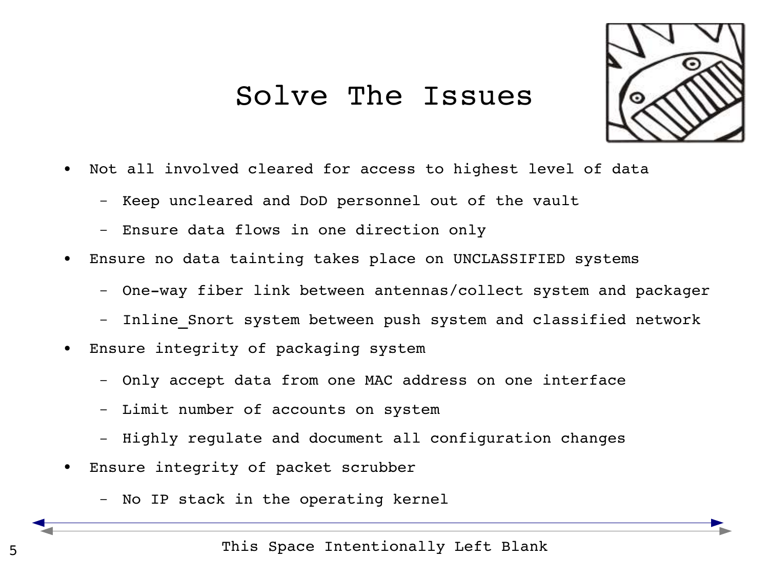# Solve The Issues

- Not all involved cleared for access to highest level of data
  - Keep uncleared and DoD personnel out of the vault
  - Ensure data flows in one direction only
- Ensure no data tainting takes place on UNCLASSIFIED systems
  - One-way fiber link between antennas/collect system and packager
  - Inline_Snort system between push system and classified network
- Ensure integrity of packaging system
  - Only accept data from one MAC address on one interface
  - Limit number of accounts on system
  - Highly regulate and document all configuration changes
- Ensure integrity of packet scrubber
  - No IP stack in the operating kernel

This Space Intentionally Left Blank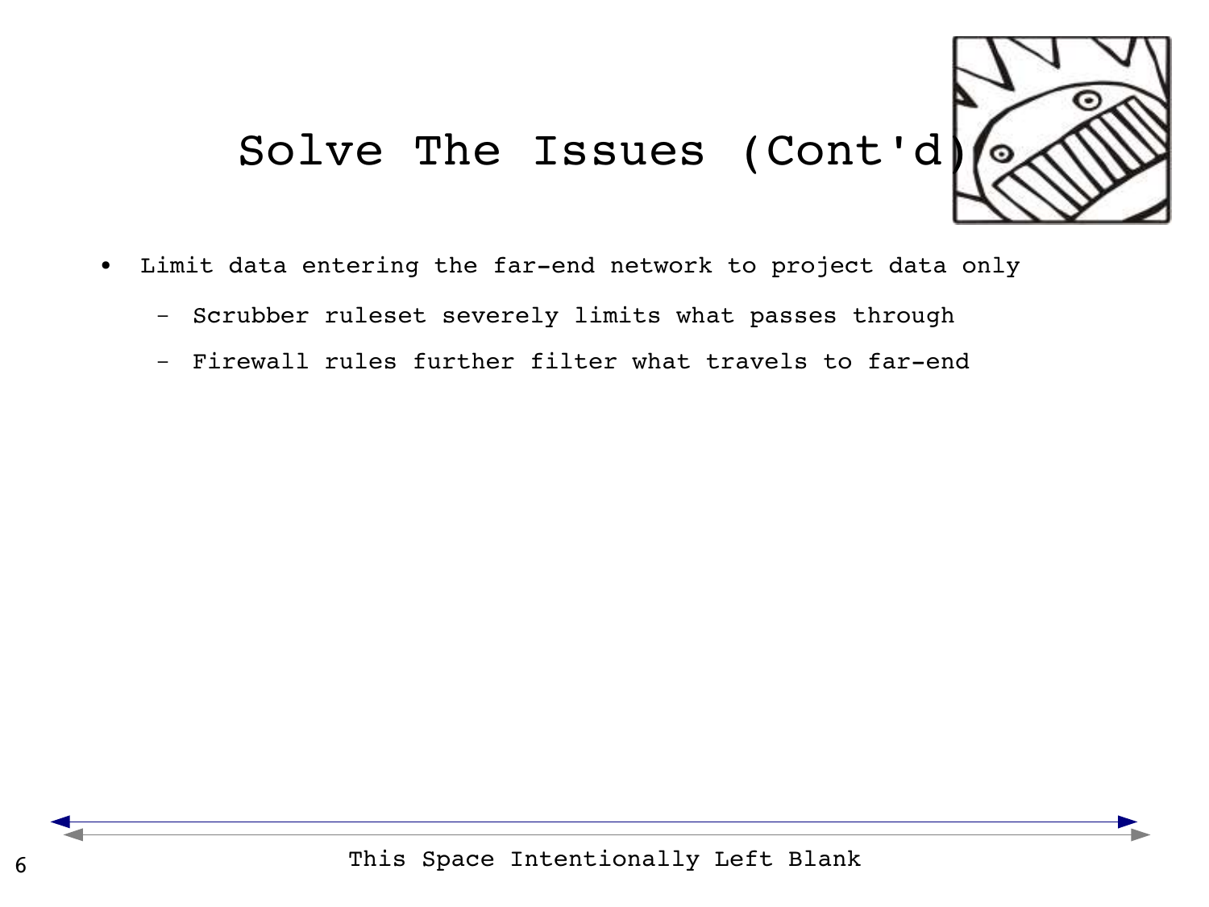# Solve The Issues (Cont'd)

- Limit data entering the far-end network to project data only
  - Scrubber ruleset severely limits what passes through
  - Firewall rules further filter what travels to far-end

This Space Intentionally Left Blank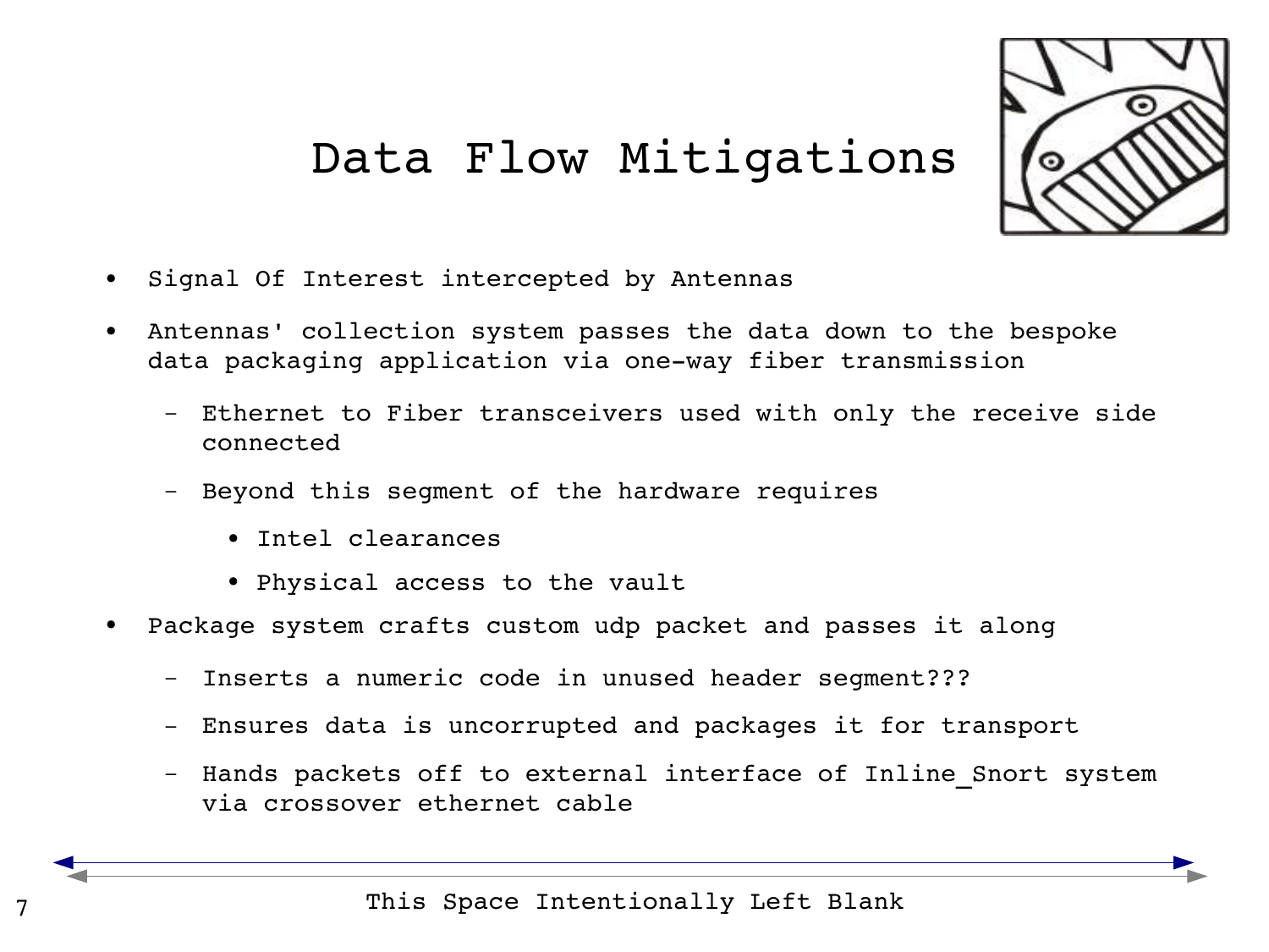# Data Flow Mitigations

- Signal Of Interest intercepted by Antennas
- Antennas' collection system passes the data down to the bespoke data packaging application via one-way fiber transmission
  - Ethernet to Fiber transceivers used with only the receive side connected
  - Beyond this segment of the hardware requires
    - Intel clearances
    - Physical access to the vault
- Package system crafts custom udp packet and passes it along
  - Inserts a numeric code in unused header segment???
  - Ensures data is uncorrupted and packages it for transport
  - Hands packets off to external interface of Inline_Snort system via crossover ethernet cable

This Space Intentionally Left Blank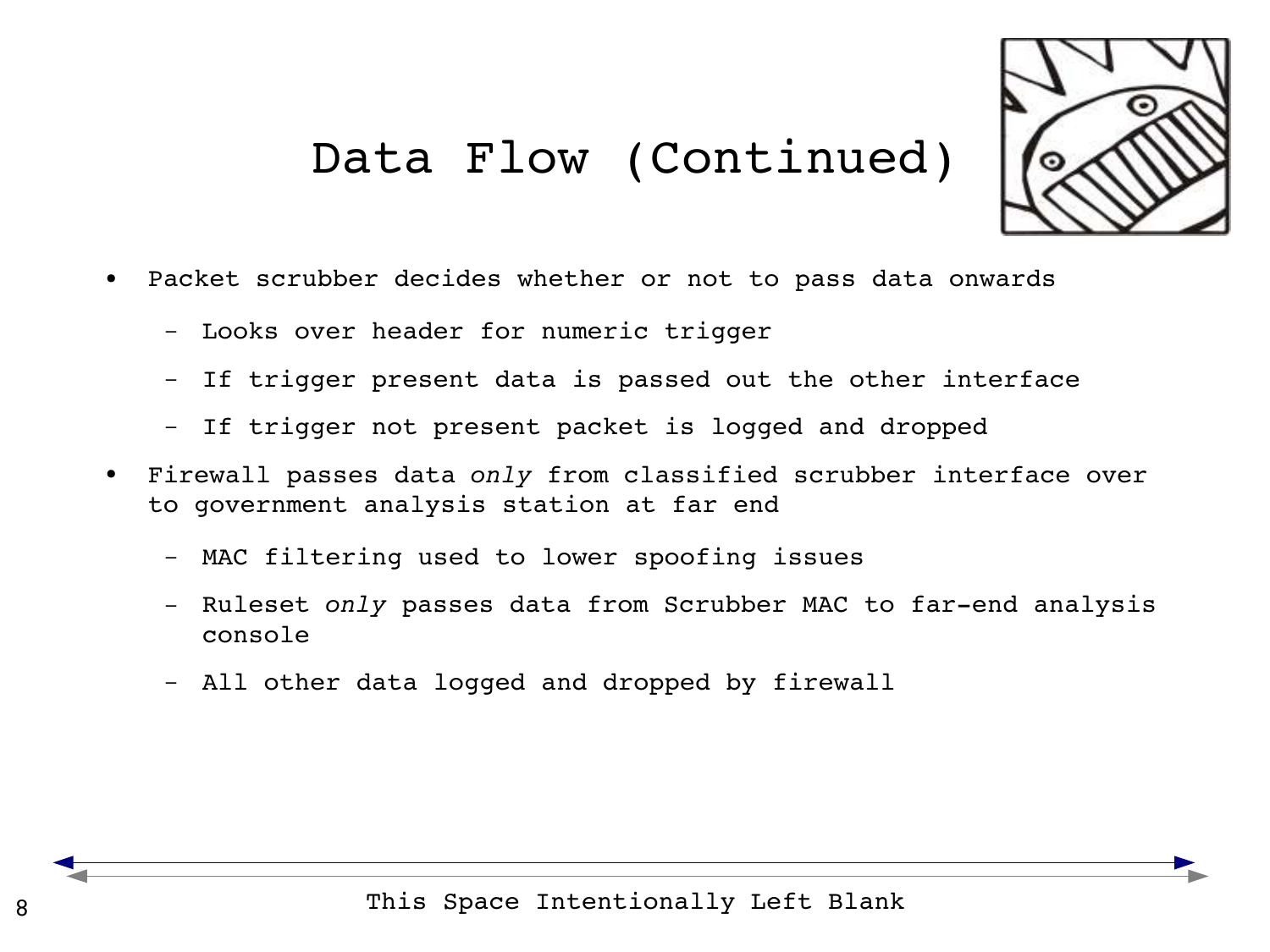# Data Flow (Continued)

- Packet scrubber decides whether or not to pass data onwards
  - Looks over header for numeric trigger
  - If trigger present data is passed out the other interface
  - If trigger not present packet is logged and dropped
- Firewall passes data *only* from classified scrubber interface over to government analysis station at far end
  - MAC filtering used to lower spoofing issues
  - Ruleset *only* passes data from Scrubber MAC to far-end analysis console
  - All other data logged and dropped by firewall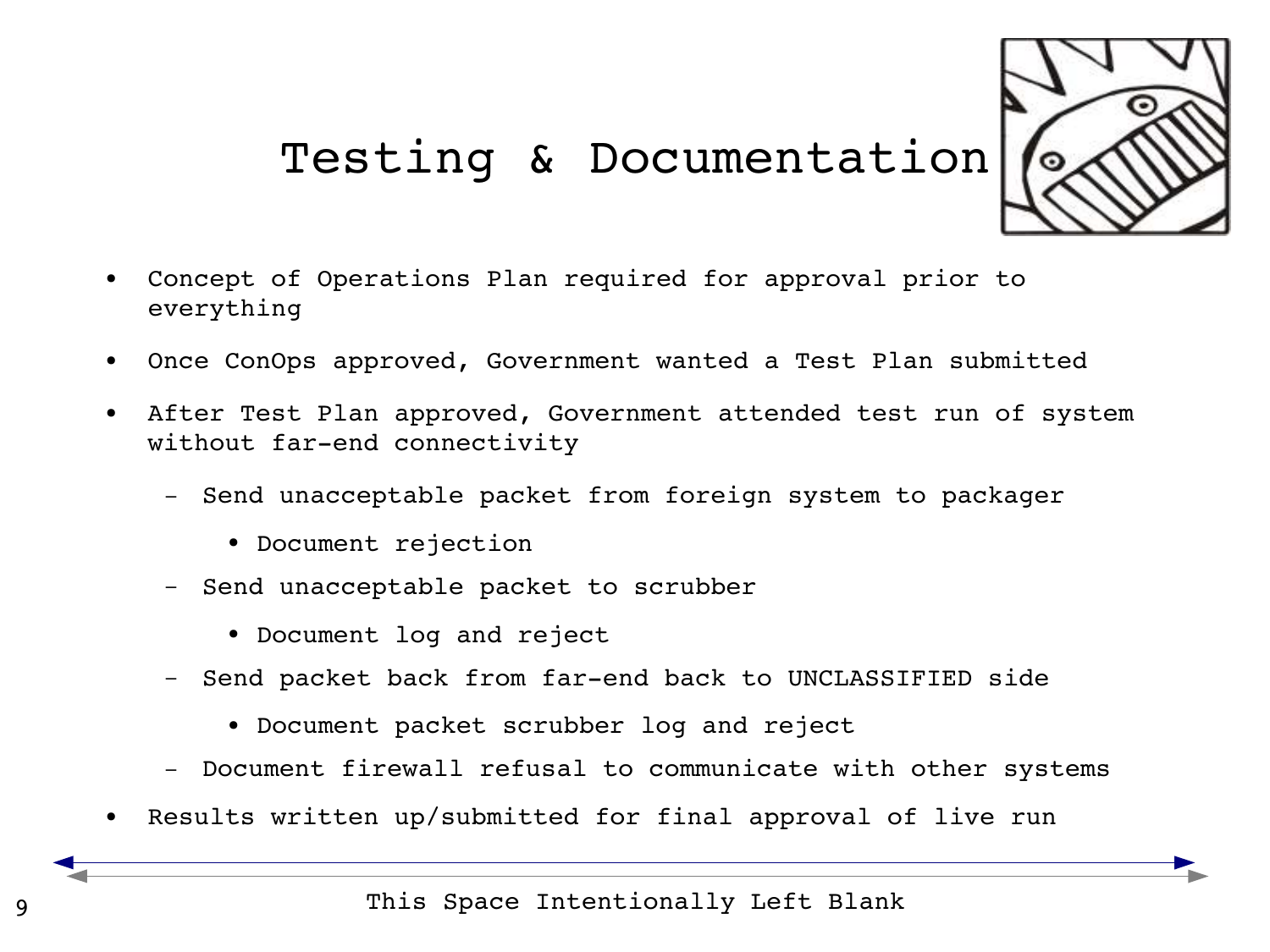# Testing & Documentation

- Concept of Operations Plan required for approval prior to everything
- Once ConOps approved, Government wanted a Test Plan submitted
- After Test Plan approved, Government attended test run of system without far-end connectivity
  - Send unacceptable packet from foreign system to packager
    - Document rejection
  - Send unacceptable packet to scrubber
    - Document log and reject
  - Send packet back from far-end back to UNCLASSIFIED side
    - Document packet scrubber log and reject
  - Document firewall refusal to communicate with other systems
- Results written up/submitted for final approval of live run

This Space Intentionally Left Blank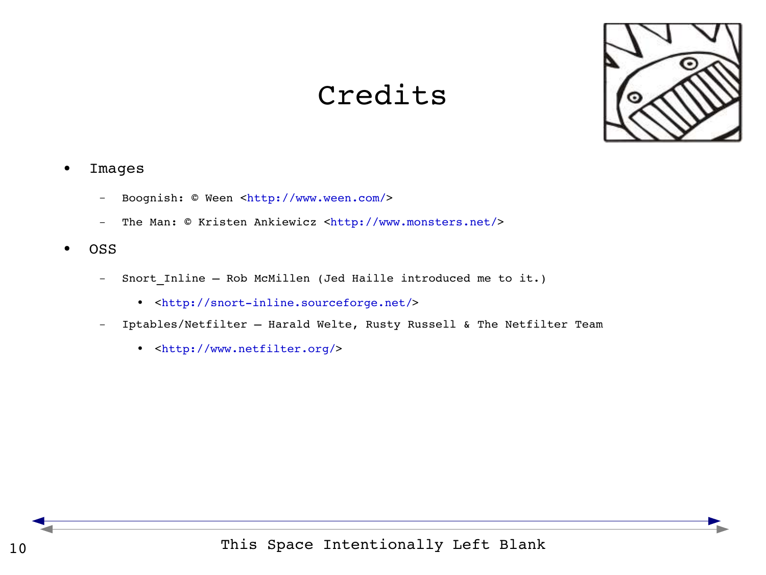# Credits

- Images
  - Boognish: © Ween <http://www.ween.com/>
  - The Man: © Kristen Ankiewicz <http://www.monsters.net/>
- OSS
  - Snort_Inline – Rob McMillen (Jed Haille introduced me to it.)
    - <http://snort-inline.sourceforge.net/>
  - Iptables/Netfilter – Harald Welte, Rusty Russell & The Netfilter Team
    - <http://www.netfilter.org/>

This Space Intentionally Left Blank